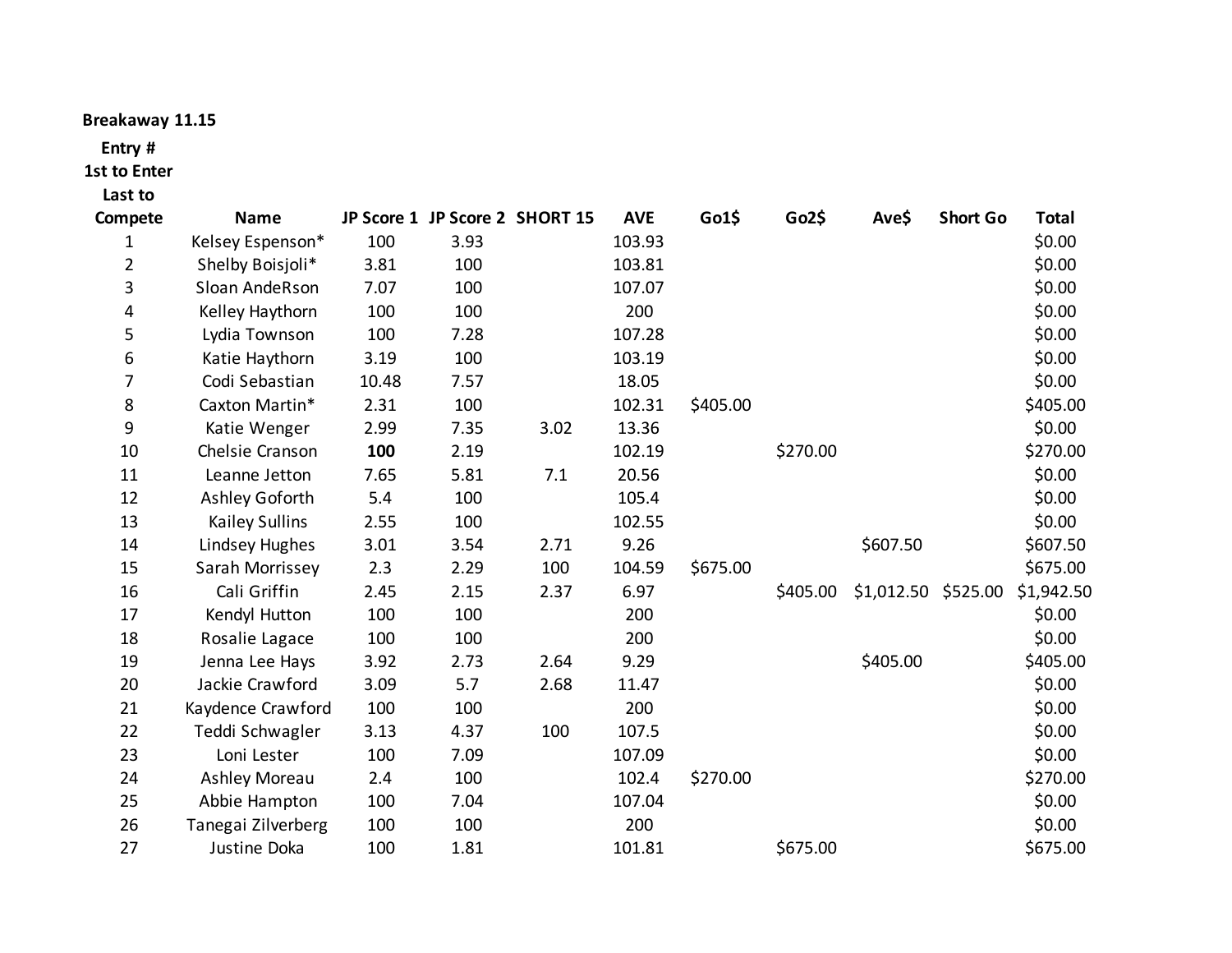**Breakaway 11.15**

| Entry # 1st to Enter Last to Compete | Name | JP Score 1 | JP Score 2 | SHORT 15 | AVE | Go1$ | Go2$ | Ave$ | Short Go | Total |
|---|---|---|---|---|---|---|---|---|---|---|
| 1 | Kelsey Espenson* | 100 | 3.93 | | 103.93 | | | | | $0.00 |
| 2 | Shelby Boisjoli* | 3.81 | 100 | | 103.81 | | | | | $0.00 |
| 3 | Sloan AndeRson | 7.07 | 100 | | 107.07 | | | | | $0.00 |
| 4 | Kelley Haythorn | 100 | 100 | | 200 | | | | | $0.00 |
| 5 | Lydia Townson | 100 | 7.28 | | 107.28 | | | | | $0.00 |
| 6 | Katie Haythorn | 3.19 | 100 | | 103.19 | | | | | $0.00 |
| 7 | Codi Sebastian | 10.48 | 7.57 | | 18.05 | | | | | $0.00 |
| 8 | Caxton Martin* | 2.31 | 100 | | 102.31 | $405.00 | | | | $405.00 |
| 9 | Katie Wenger | 2.99 | 7.35 | 3.02 | 13.36 | | | | | $0.00 |
| 10 | Chelsie Cranson | **100** | 2.19 | | 102.19 | | $270.00 | | | $270.00 |
| 11 | Leanne Jetton | 7.65 | 5.81 | 7.1 | 20.56 | | | | | $0.00 |
| 12 | Ashley Goforth | 5.4 | 100 | | 105.4 | | | | | $0.00 |
| 13 | Kailey Sullins | 2.55 | 100 | | 102.55 | | | | | $0.00 |
| 14 | Lindsey Hughes | 3.01 | 3.54 | 2.71 | 9.26 | | | $607.50 | | $607.50 |
| 15 | Sarah Morrissey | 2.3 | 2.29 | 100 | 104.59 | $675.00 | | | | $675.00 |
| 16 | Cali Griffin | 2.45 | 2.15 | 2.37 | 6.97 | | $405.00 | $1,012.50 | $525.00 | $1,942.50 |
| 17 | Kendyl Hutton | 100 | 100 | | 200 | | | | | $0.00 |
| 18 | Rosalie Lagace | 100 | 100 | | 200 | | | | | $0.00 |
| 19 | Jenna Lee Hays | 3.92 | 2.73 | 2.64 | 9.29 | | | $405.00 | | $405.00 |
| 20 | Jackie Crawford | 3.09 | 5.7 | 2.68 | 11.47 | | | | | $0.00 |
| 21 | Kaydence Crawford | 100 | 100 | | 200 | | | | | $0.00 |
| 22 | Teddi Schwagler | 3.13 | 4.37 | 100 | 107.5 | | | | | $0.00 |
| 23 | Loni Lester | 100 | 7.09 | | 107.09 | | | | | $0.00 |
| 24 | Ashley Moreau | 2.4 | 100 | | 102.4 | $270.00 | | | | $270.00 |
| 25 | Abbie Hampton | 100 | 7.04 | | 107.04 | | | | | $0.00 |
| 26 | Tanegai Zilverberg | 100 | 100 | | 200 | | | | | $0.00 |
| 27 | Justine Doka | 100 | 1.81 | | 101.81 | | $675.00 | | | $675.00 |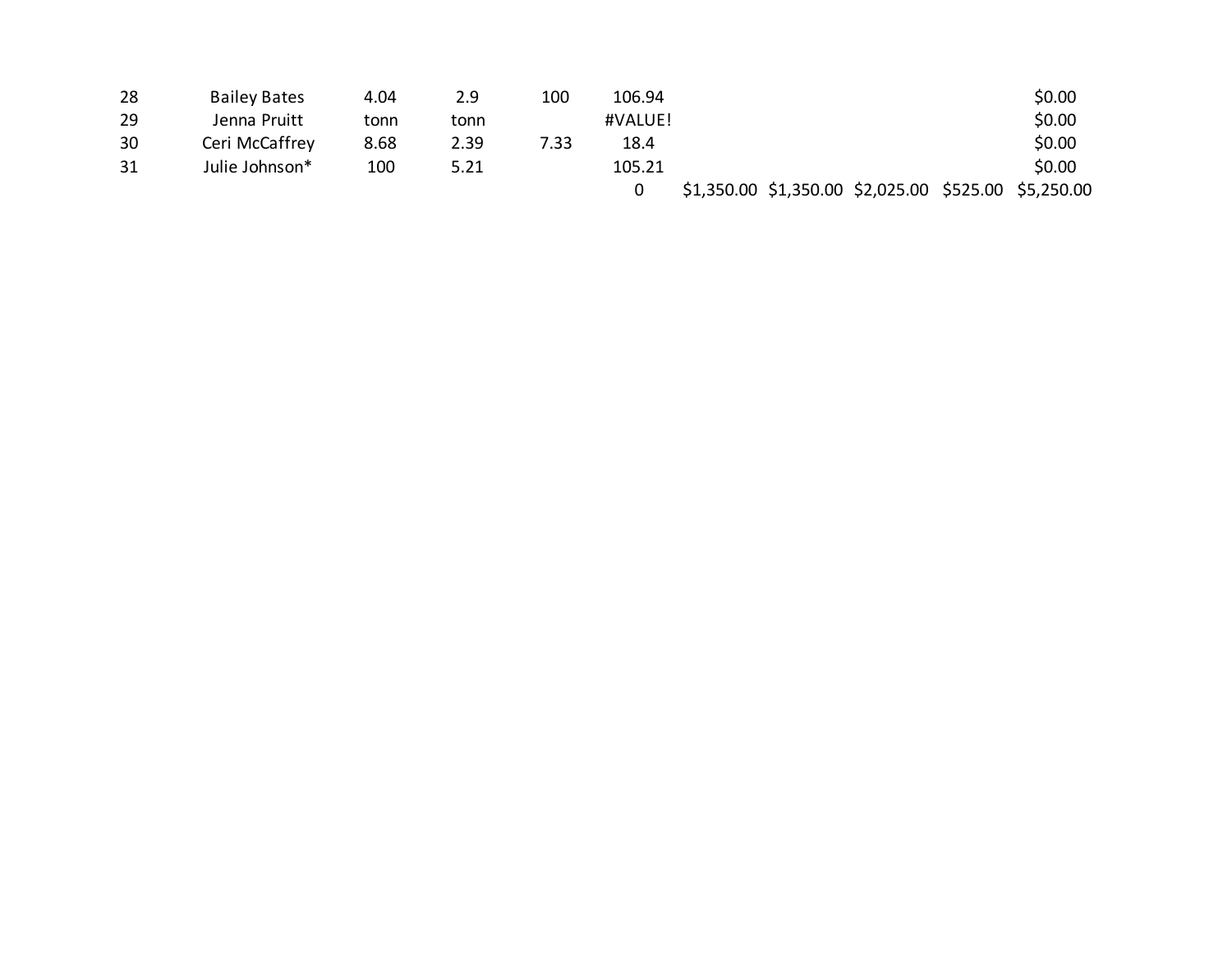| | | | | | | | | | | |
|---|---|---|---|---|---|---|---|---|---|---|
| 28 | Bailey Bates | 4.04 | 2.9 | 100 | 106.94 | | | | | $0.00 |
| 29 | Jenna Pruitt | tonn | tonn | | #VALUE! | | | | | $0.00 |
| 30 | Ceri McCaffrey | 8.68 | 2.39 | 7.33 | 18.4 | | | | | $0.00 |
| 31 | Julie Johnson* | 100 | 5.21 | | 105.21 | | | | | $0.00 |
| | | | | | 0 | $1,350.00 | $1,350.00 | $2,025.00 | $525.00 | $5,250.00 |